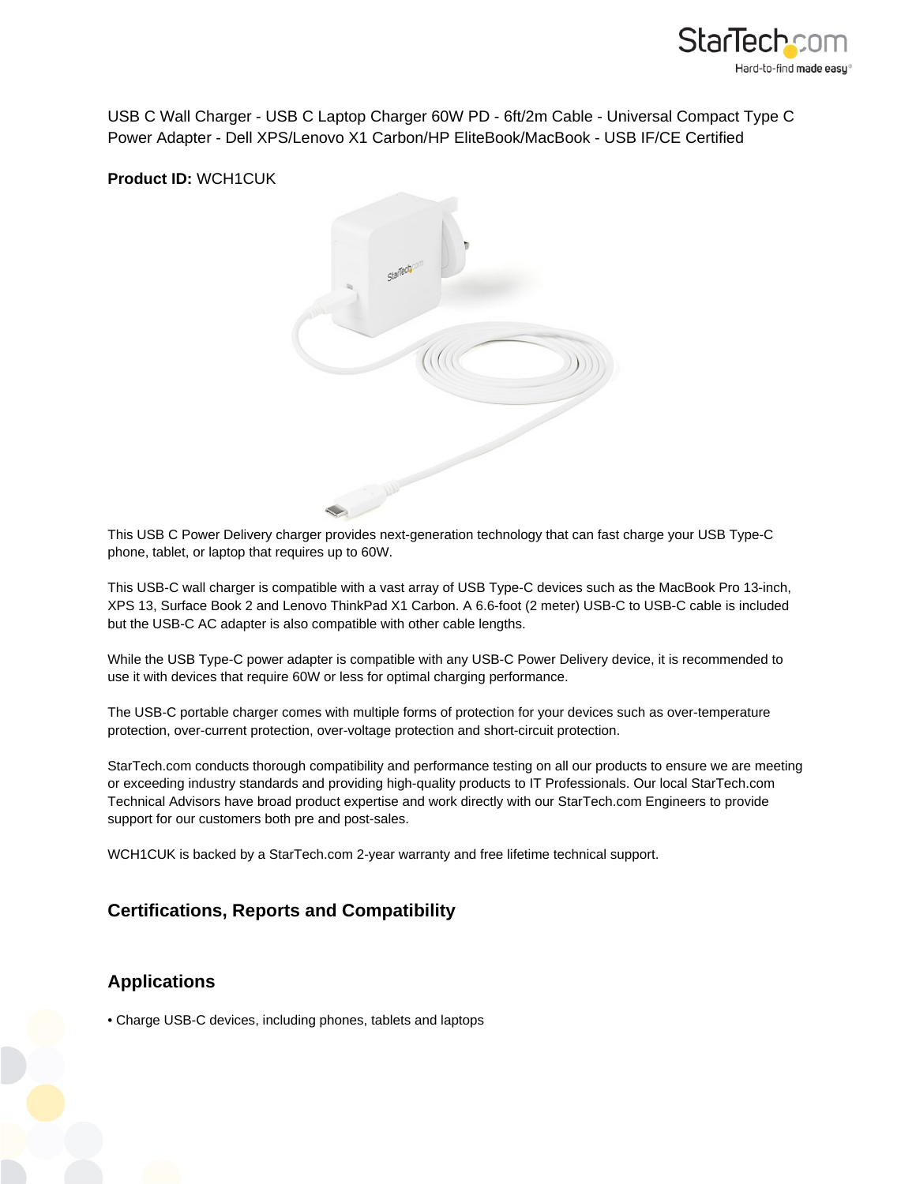USB C Wall Charger - USB C Laptop Charger 60W PD - 6ft/2m Cable - Universal Compact Type C Power Adapter - Dell XPS/Lenovo X1 Carbon/HP EliteBook/MacBook - USB IF/CE Certified

**Product ID:** WCH1CUK

This USB C Power Delivery charger provides next-generation technology that can fast charge your USB Type-C phone, tablet, or laptop that requires up to 60W.

This USB-C wall charger is compatible with a vast array of USB Type-C devices such as the MacBook Pro 13-inch, XPS 13, Surface Book 2 and Lenovo ThinkPad X1 Carbon. A 6.6-foot (2 meter) USB-C to USB-C cable is included but the USB-C AC adapter is also compatible with other cable lengths.

While the USB Type-C power adapter is compatible with any USB-C Power Delivery device, it is recommended to use it with devices that require 60W or less for optimal charging performance.

The USB-C portable charger comes with multiple forms of protection for your devices such as over-temperature protection, over-current protection, over-voltage protection and short-circuit protection.

StarTech.com conducts thorough compatibility and performance testing on all our products to ensure we are meeting or exceeding industry standards and providing high-quality products to IT Professionals. Our local StarTech.com Technical Advisors have broad product expertise and work directly with our StarTech.com Engineers to provide support for our customers both pre and post-sales.

WCH1CUK is backed by a StarTech.com 2-year warranty and free lifetime technical support.

## Certifications, Reports and Compatibility

## Applications

- Charge USB-C devices, including phones, tablets and laptops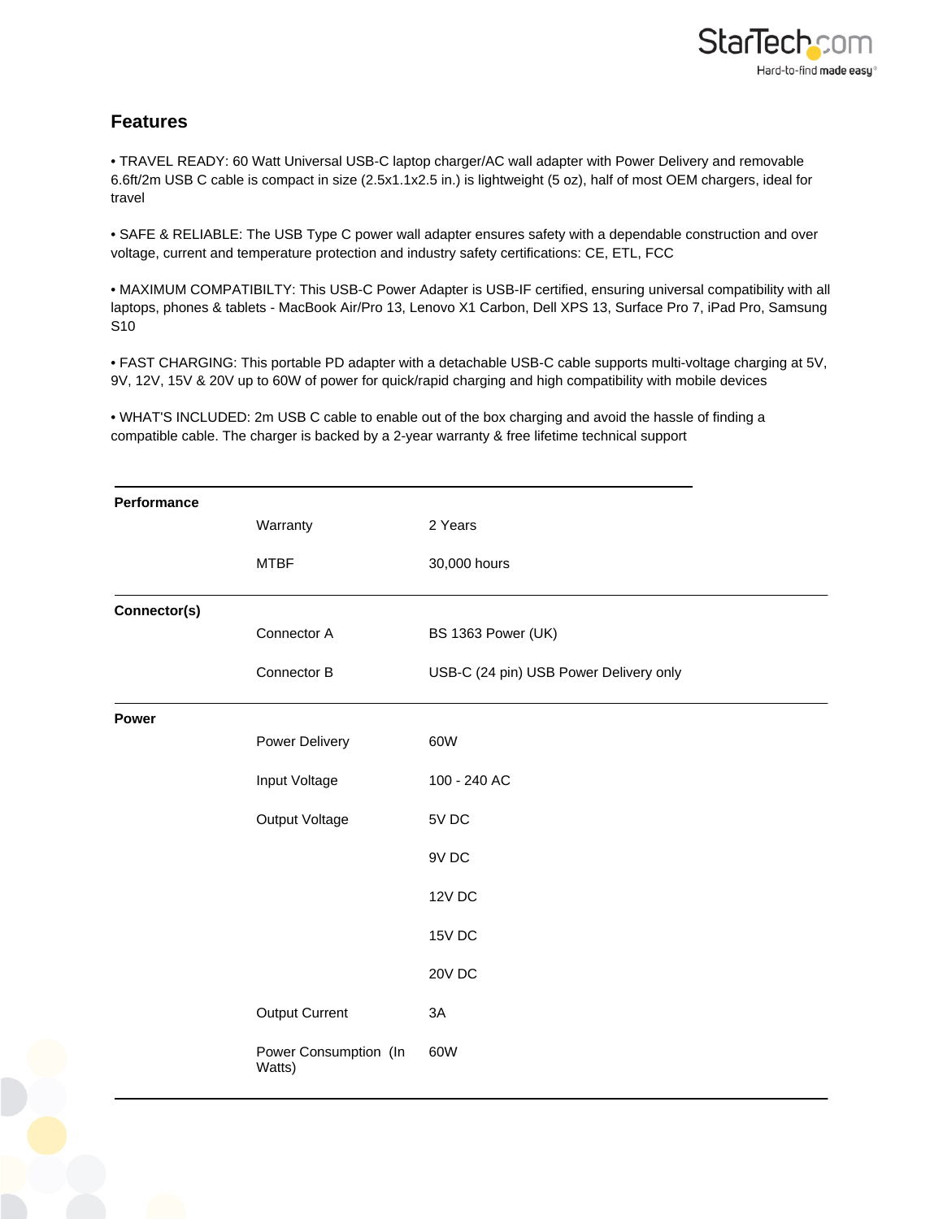## Features

- TRAVEL READY: 60 Watt Universal USB-C laptop charger/AC wall adapter with Power Delivery and removable 6.6ft/2m USB C cable is compact in size (2.5x1.1x2.5 in.) is lightweight (5 oz), half of most OEM chargers, ideal for travel

- SAFE & RELIABLE: The USB Type C power wall adapter ensures safety with a dependable construction and over voltage, current and temperature protection and industry safety certifications: CE, ETL, FCC

- MAXIMUM COMPATIBILTY: This USB-C Power Adapter is USB-IF certified, ensuring universal compatibility with all laptops, phones & tablets - MacBook Air/Pro 13, Lenovo X1 Carbon, Dell XPS 13, Surface Pro 7, iPad Pro, Samsung S10

- FAST CHARGING: This portable PD adapter with a detachable USB-C cable supports multi-voltage charging at 5V, 9V, 12V, 15V & 20V up to 60W of power for quick/rapid charging and high compatibility with mobile devices

- WHAT'S INCLUDED: 2m USB C cable to enable out of the box charging and avoid the hassle of finding a compatible cable. The charger is backed by a 2-year warranty & free lifetime technical support

| | | |
|---|---|---|
| **Performance** | | |
| | Warranty | 2 Years |
| | MTBF | 30,000 hours |
| **Connector(s)** | | |
| | Connector A | BS 1363 Power (UK) |
| | Connector B | USB-C (24 pin) USB Power Delivery only |
| **Power** | | |
| | Power Delivery | 60W |
| | Input Voltage | 100 - 240 AC |
| | Output Voltage | 5V DC |
| | | 9V DC |
| | | 12V DC |
| | | 15V DC |
| | | 20V DC |
| | Output Current | 3A |
| | Power Consumption (In Watts) | 60W |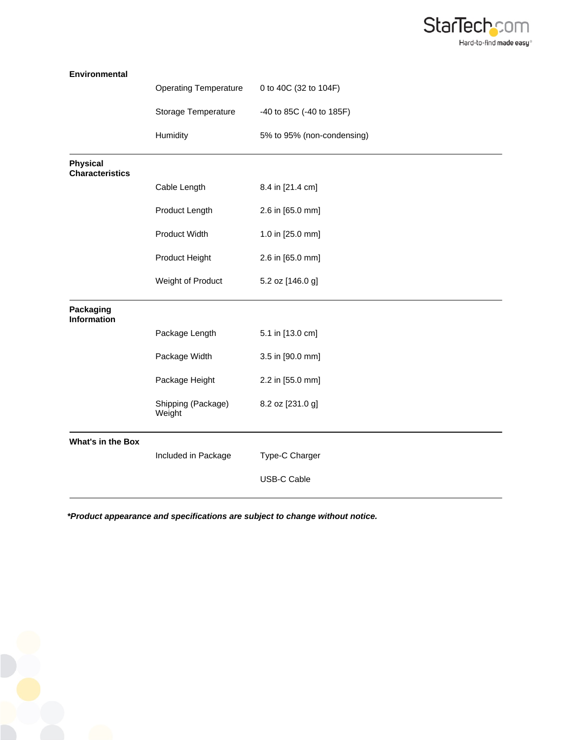| | | |
|---|---|---|
| **Environmental** | Operating Temperature | 0 to 40C (32 to 104F) |
| | Storage Temperature | -40 to 85C (-40 to 185F) |
| | Humidity | 5% to 95% (non-condensing) |
| **Physical Characteristics** | Cable Length | 8.4 in [21.4 cm] |
| | Product Length | 2.6 in [65.0 mm] |
| | Product Width | 1.0 in [25.0 mm] |
| | Product Height | 2.6 in [65.0 mm] |
| | Weight of Product | 5.2 oz [146.0 g] |
| **Packaging Information** | Package Length | 5.1 in [13.0 cm] |
| | Package Width | 3.5 in [90.0 mm] |
| | Package Height | 2.2 in [55.0 mm] |
| | Shipping (Package) Weight | 8.2 oz [231.0 g] |
| **What's in the Box** | Included in Package | Type-C Charger |
| | | USB-C Cable |

***Product appearance and specifications are subject to change without notice.***